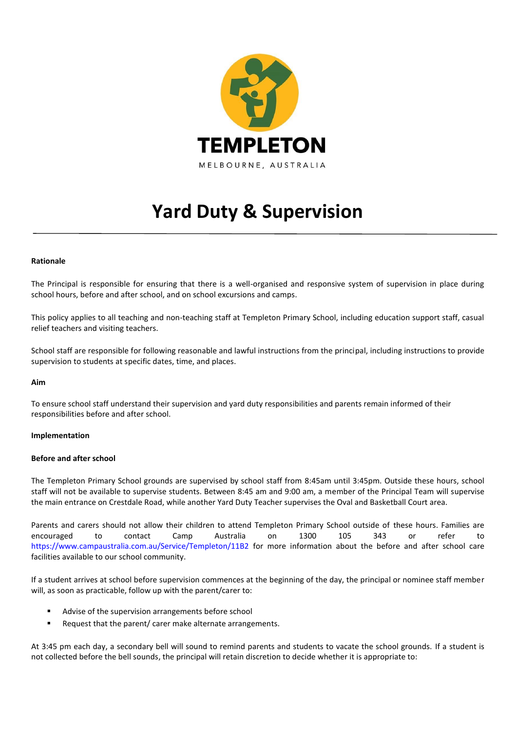TEMPLETON

MELBOURNE, AUSTRALIA

# Yard Duty & Supervision

**Rationale**

The Principal is responsible for ensuring that there is a well-organised and responsive system of supervision in place during school hours, before and after school, and on school excursions and camps.

This policy applies to all teaching and non-teaching staff at Templeton Primary School, including education support staff, casual relief teachers and visiting teachers.

School staff are responsible for following reasonable and lawful instructions from the principal, including instructions to provide supervision to students at specific dates, time, and places.

**Aim**

To ensure school staff understand their supervision and yard duty responsibilities and parents remain informed of their responsibilities before and after school.

**Implementation**

**Before and after school**

The Templeton Primary School grounds are supervised by school staff from 8:45am until 3:45pm. Outside these hours, school staff will not be available to supervise students. Between 8:45 am and 9:00 am, a member of the Principal Team will supervise the main entrance on Crestdale Road, while another Yard Duty Teacher supervises the Oval and Basketball Court area.

Parents and carers should not allow their children to attend Templeton Primary School outside of these hours. Families are encouraged to contact Camp Australia on 1300 105 343 or refer to https://www.campaustralia.com.au/Service/Templeton/11B2 for more information about the before and after school care facilities available to our school community.

If a student arrives at school before supervision commences at the beginning of the day, the principal or nominee staff member will, as soon as practicable, follow up with the parent/carer to:

- Advise of the supervision arrangements before school
- Request that the parent/ carer make alternate arrangements.

At 3:45 pm each day, a secondary bell will sound to remind parents and students to vacate the school grounds. If a student is not collected before the bell sounds, the principal will retain discretion to decide whether it is appropriate to: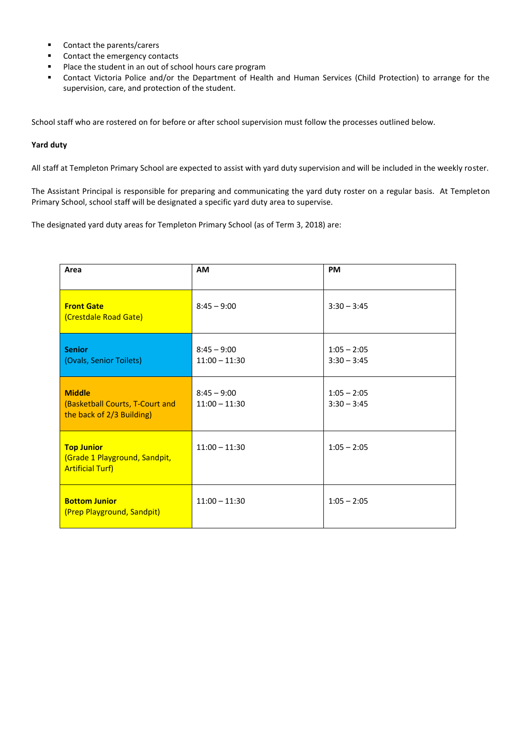- Contact the parents/carers
- Contact the emergency contacts
- Place the student in an out of school hours care program
- Contact Victoria Police and/or the Department of Health and Human Services (Child Protection) to arrange for the supervision, care, and protection of the student.

School staff who are rostered on for before or after school supervision must follow the processes outlined below.

**Yard duty**

All staff at Templeton Primary School are expected to assist with yard duty supervision and will be included in the weekly roster.

The Assistant Principal is responsible for preparing and communicating the yard duty roster on a regular basis. At Templeton Primary School, school staff will be designated a specific yard duty area to supervise.

The designated yard duty areas for Templeton Primary School (as of Term 3, 2018) are:

| Area | AM | PM |
|---|---|---|
| **Front Gate**<br>(Crestdale Road Gate) | 8:45 – 9:00 | 3:30 – 3:45 |
| **Senior**<br>(Ovals, Senior Toilets) | 8:45 – 9:00<br>11:00 – 11:30 | 1:05 – 2:05<br>3:30 – 3:45 |
| **Middle**<br>(Basketball Courts, T-Court and the back of 2/3 Building) | 8:45 – 9:00<br>11:00 – 11:30 | 1:05 – 2:05<br>3:30 – 3:45 |
| **Top Junior**<br>(Grade 1 Playground, Sandpit, Artificial Turf) | 11:00 – 11:30 | 1:05 – 2:05 |
| **Bottom Junior**<br>(Prep Playground, Sandpit) | 11:00 – 11:30 | 1:05 – 2:05 |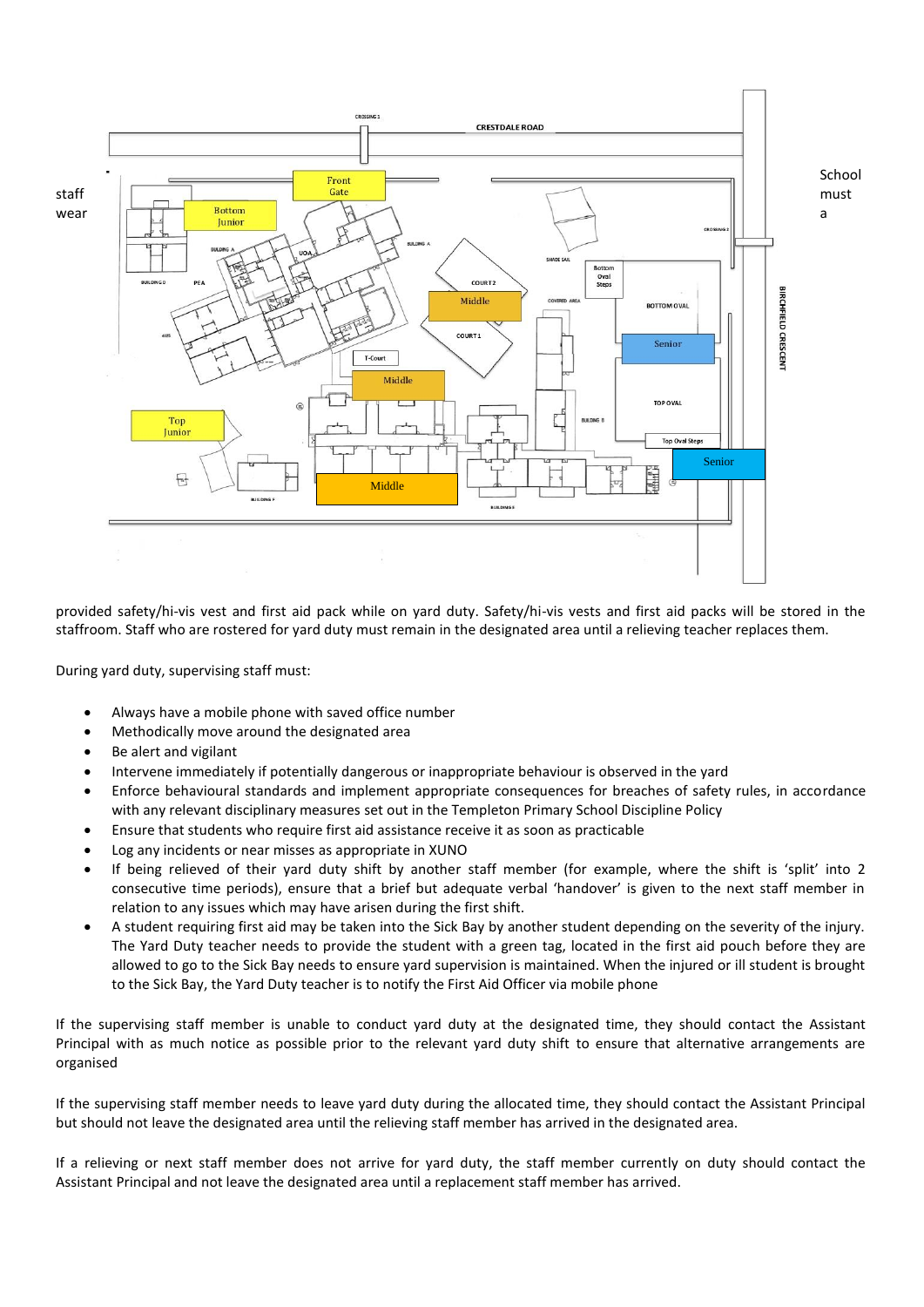School staff must wear a provided safety/hi-vis vest and first aid pack while on yard duty. Safety/hi-vis vests and first aid packs will be stored in the staffroom. Staff who are rostered for yard duty must remain in the designated area until a relieving teacher replaces them.

During yard duty, supervising staff must:

- Always have a mobile phone with saved office number
- Methodically move around the designated area
- Be alert and vigilant
- Intervene immediately if potentially dangerous or inappropriate behaviour is observed in the yard
- Enforce behavioural standards and implement appropriate consequences for breaches of safety rules, in accordance with any relevant disciplinary measures set out in the Templeton Primary School Discipline Policy
- Ensure that students who require first aid assistance receive it as soon as practicable
- Log any incidents or near misses as appropriate in XUNO
- If being relieved of their yard duty shift by another staff member (for example, where the shift is 'split' into 2 consecutive time periods), ensure that a brief but adequate verbal 'handover' is given to the next staff member in relation to any issues which may have arisen during the first shift.
- A student requiring first aid may be taken into the Sick Bay by another student depending on the severity of the injury. The Yard Duty teacher needs to provide the student with a green tag, located in the first aid pouch before they are allowed to go to the Sick Bay needs to ensure yard supervision is maintained. When the injured or ill student is brought to the Sick Bay, the Yard Duty teacher is to notify the First Aid Officer via mobile phone

If the supervising staff member is unable to conduct yard duty at the designated time, they should contact the Assistant Principal with as much notice as possible prior to the relevant yard duty shift to ensure that alternative arrangements are organised

If the supervising staff member needs to leave yard duty during the allocated time, they should contact the Assistant Principal but should not leave the designated area until the relieving staff member has arrived in the designated area.

If a relieving or next staff member does not arrive for yard duty, the staff member currently on duty should contact the Assistant Principal and not leave the designated area until a replacement staff member has arrived.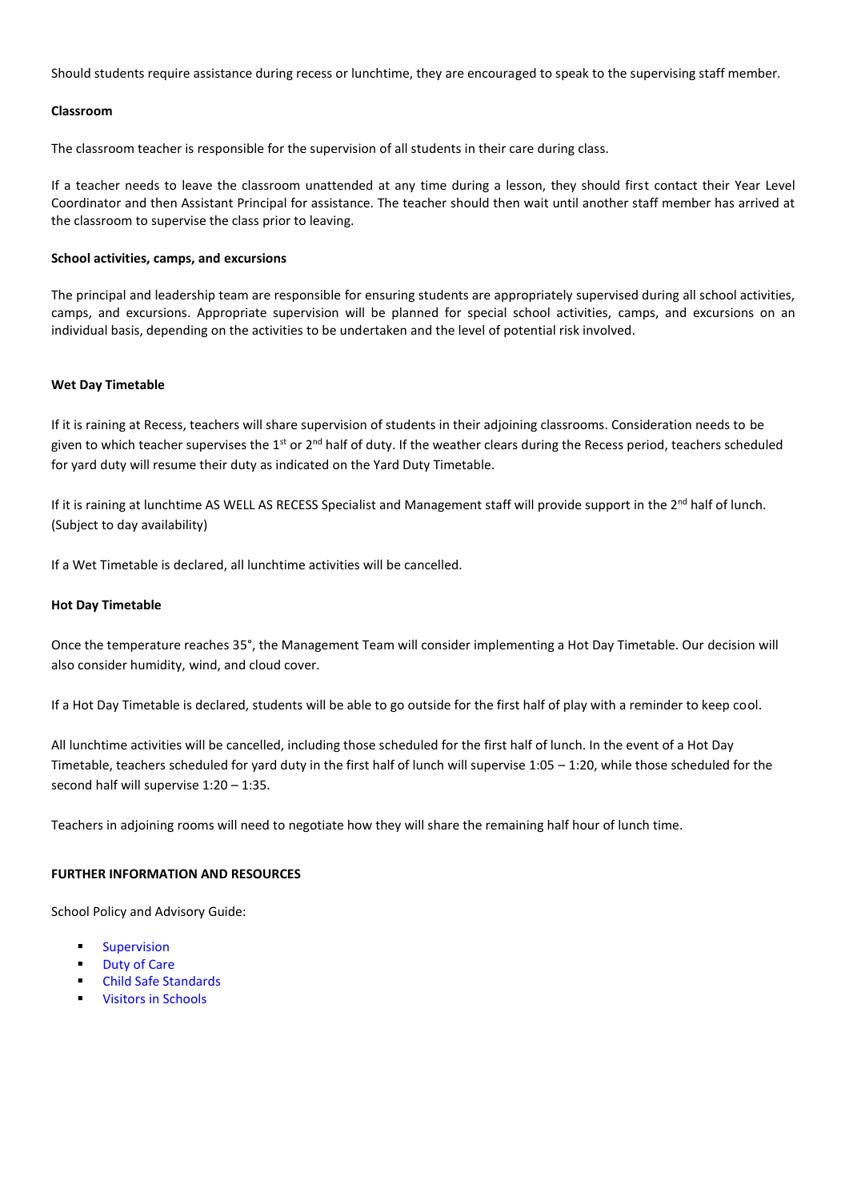Should students require assistance during recess or lunchtime, they are encouraged to speak to the supervising staff member.

**Classroom**

The classroom teacher is responsible for the supervision of all students in their care during class.

If a teacher needs to leave the classroom unattended at any time during a lesson, they should first contact their Year Level Coordinator and then Assistant Principal for assistance. The teacher should then wait until another staff member has arrived at the classroom to supervise the class prior to leaving.

**School activities, camps, and excursions**

The principal and leadership team are responsible for ensuring students are appropriately supervised during all school activities, camps, and excursions. Appropriate supervision will be planned for special school activities, camps, and excursions on an individual basis, depending on the activities to be undertaken and the level of potential risk involved.

**Wet Day Timetable**

If it is raining at Recess, teachers will share supervision of students in their adjoining classrooms. Consideration needs to be given to which teacher supervises the 1st or 2nd half of duty. If the weather clears during the Recess period, teachers scheduled for yard duty will resume their duty as indicated on the Yard Duty Timetable.

If it is raining at lunchtime AS WELL AS RECESS Specialist and Management staff will provide support in the 2nd half of lunch. (Subject to day availability)

If a Wet Timetable is declared, all lunchtime activities will be cancelled.

**Hot Day Timetable**

Once the temperature reaches 35°, the Management Team will consider implementing a Hot Day Timetable. Our decision will also consider humidity, wind, and cloud cover.

If a Hot Day Timetable is declared, students will be able to go outside for the first half of play with a reminder to keep cool.

All lunchtime activities will be cancelled, including those scheduled for the first half of lunch. In the event of a Hot Day Timetable, teachers scheduled for yard duty in the first half of lunch will supervise 1:05 – 1:20, while those scheduled for the second half will supervise 1:20 – 1:35.

Teachers in adjoining rooms will need to negotiate how they will share the remaining half hour of lunch time.

**FURTHER INFORMATION AND RESOURCES**

School Policy and Advisory Guide:

- Supervision
- Duty of Care
- Child Safe Standards
- Visitors in Schools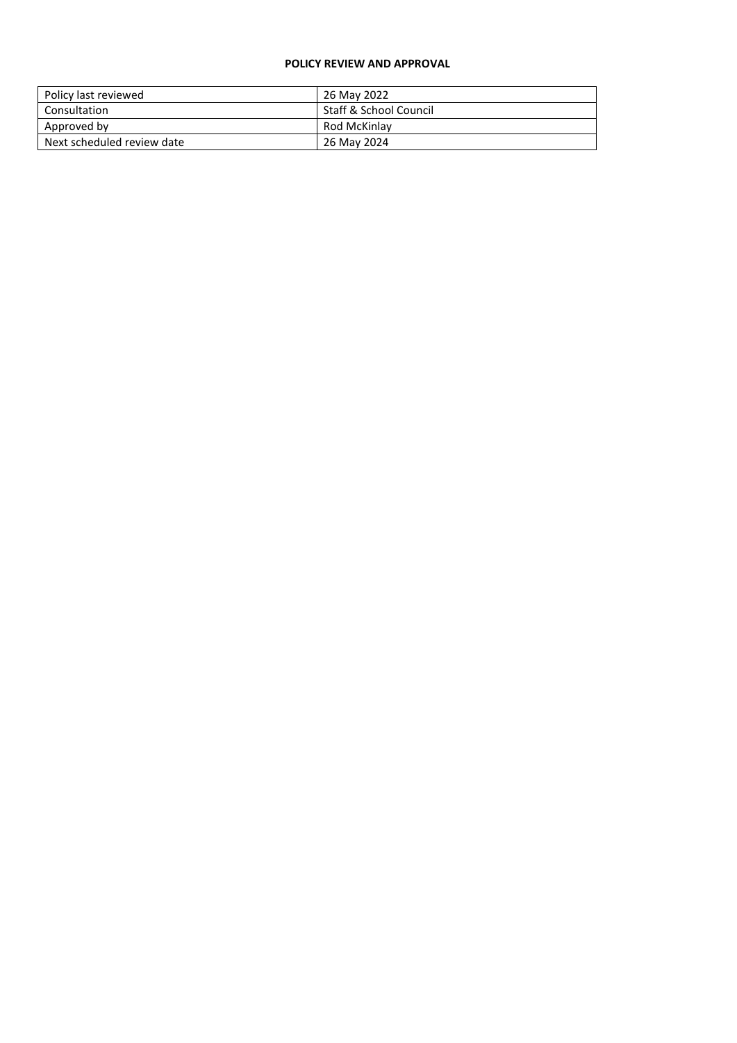**POLICY REVIEW AND APPROVAL**

| | |
|---|---|
| Policy last reviewed | 26 May 2022 |
| Consultation | Staff & School Council |
| Approved by | Rod McKinlay |
| Next scheduled review date | 26 May 2024 |